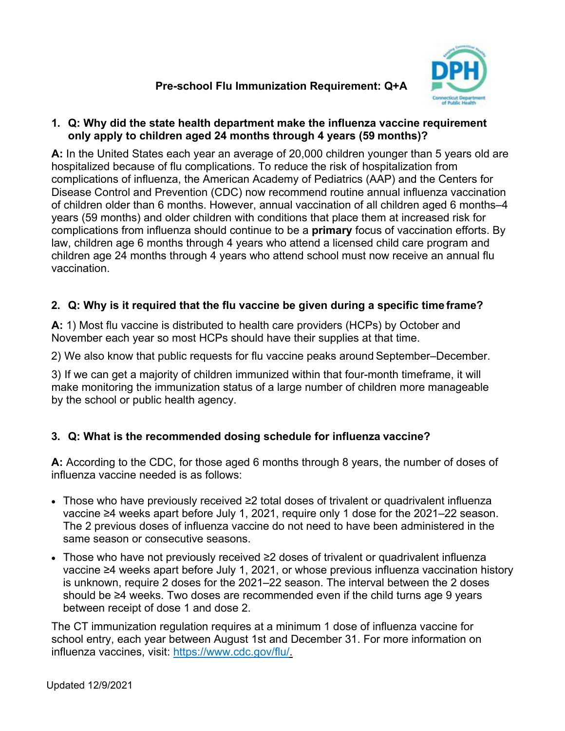# Pre-school Flu Immunization Requirement: Q+A

1. **Q: Why did the state health department make the influenza vaccine requirement only apply to children aged 24 months through 4 years (59 months)?**

**A:** In the United States each year an average of 20,000 children younger than 5 years old are hospitalized because of flu complications. To reduce the risk of hospitalization from complications of influenza, the American Academy of Pediatrics (AAP) and the Centers for Disease Control and Prevention (CDC) now recommend routine annual influenza vaccination of children older than 6 months. However, annual vaccination of all children aged 6 months–4 years (59 months) and older children with conditions that place them at increased risk for complications from influenza should continue to be a **primary** focus of vaccination efforts. By law, children age 6 months through 4 years who attend a licensed child care program and children age 24 months through 4 years who attend school must now receive an annual flu vaccination.

2. **Q: Why is it required that the flu vaccine be given during a specific time frame?**

**A:** 1) Most flu vaccine is distributed to health care providers (HCPs) by October and November each year so most HCPs should have their supplies at that time.

2) We also know that public requests for flu vaccine peaks around September–December.

3) If we can get a majority of children immunized within that four-month timeframe, it will make monitoring the immunization status of a large number of children more manageable by the school or public health agency.

3. **Q: What is the recommended dosing schedule for influenza vaccine?**

**A:** According to the CDC, for those aged 6 months through 8 years, the number of doses of influenza vaccine needed is as follows:

- Those who have previously received ≥2 total doses of trivalent or quadrivalent influenza vaccine ≥4 weeks apart before July 1, 2021, require only 1 dose for the 2021–22 season. The 2 previous doses of influenza vaccine do not need to have been administered in the same season or consecutive seasons.
- Those who have not previously received ≥2 doses of trivalent or quadrivalent influenza vaccine ≥4 weeks apart before July 1, 2021, or whose previous influenza vaccination history is unknown, require 2 doses for the 2021–22 season. The interval between the 2 doses should be ≥4 weeks. Two doses are recommended even if the child turns age 9 years between receipt of dose 1 and dose 2.

The CT immunization regulation requires at a minimum 1 dose of influenza vaccine for school entry, each year between August 1st and December 31. For more information on influenza vaccines, visit: https://www.cdc.gov/flu/.

Updated 12/9/2021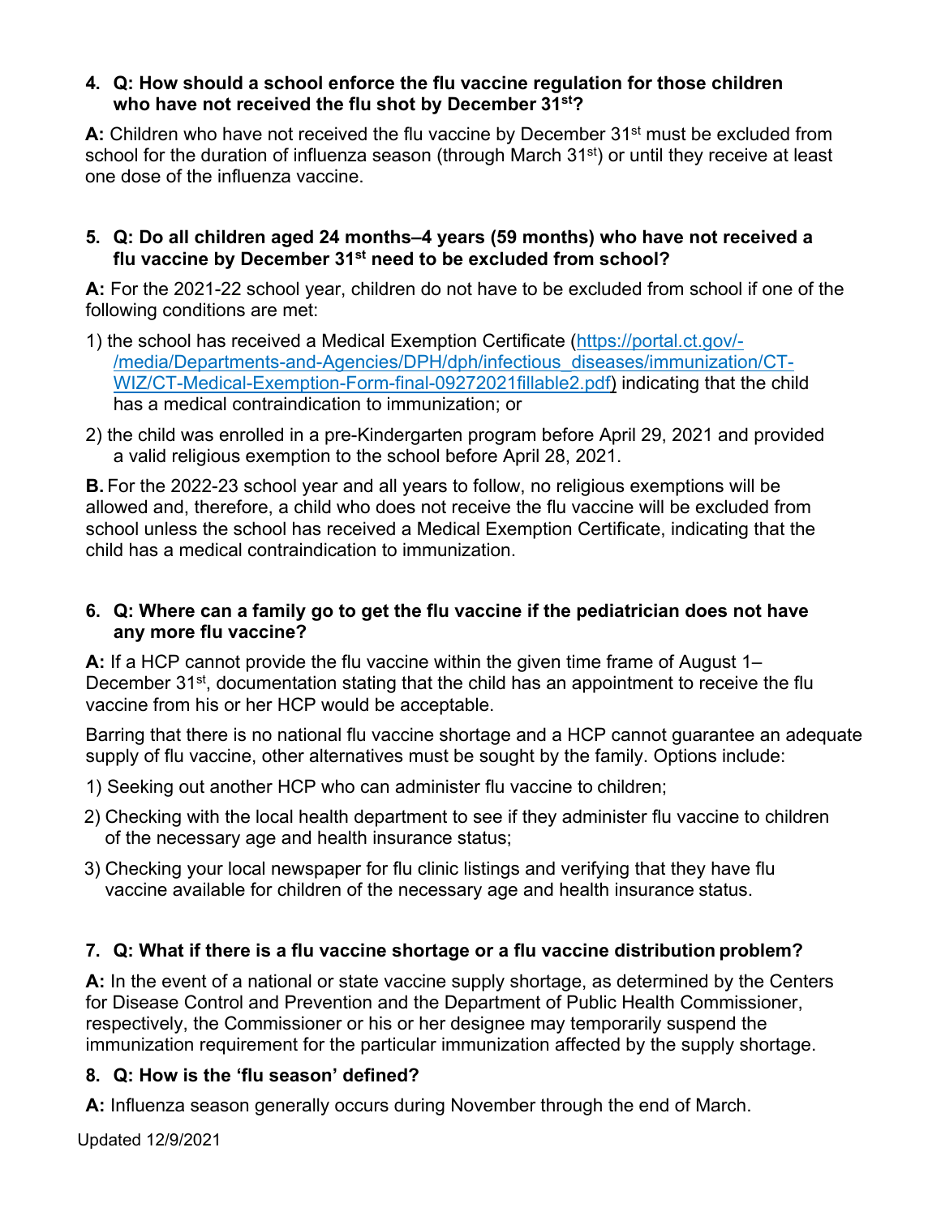**4. Q: How should a school enforce the flu vaccine regulation for those children who have not received the flu shot by December 31st?**

**A:** Children who have not received the flu vaccine by December 31st must be excluded from school for the duration of influenza season (through March 31st) or until they receive at least one dose of the influenza vaccine.

**5. Q: Do all children aged 24 months–4 years (59 months) who have not received a flu vaccine by December 31st need to be excluded from school?**

**A:** For the 2021-22 school year, children do not have to be excluded from school if one of the following conditions are met:

1) the school has received a Medical Exemption Certificate (https://portal.ct.gov/-/media/Departments-and-Agencies/DPH/dph/infectious_diseases/immunization/CT-WIZ/CT-Medical-Exemption-Form-final-09272021fillable2.pdf) indicating that the child has a medical contraindication to immunization; or
2) the child was enrolled in a pre-Kindergarten program before April 29, 2021 and provided a valid religious exemption to the school before April 28, 2021.

**B.** For the 2022-23 school year and all years to follow, no religious exemptions will be allowed and, therefore, a child who does not receive the flu vaccine will be excluded from school unless the school has received a Medical Exemption Certificate, indicating that the child has a medical contraindication to immunization.

**6. Q: Where can a family go to get the flu vaccine if the pediatrician does not have any more flu vaccine?**

**A:** If a HCP cannot provide the flu vaccine within the given time frame of August 1–December 31st, documentation stating that the child has an appointment to receive the flu vaccine from his or her HCP would be acceptable.

Barring that there is no national flu vaccine shortage and a HCP cannot guarantee an adequate supply of flu vaccine, other alternatives must be sought by the family. Options include:

1) Seeking out another HCP who can administer flu vaccine to children;
2) Checking with the local health department to see if they administer flu vaccine to children of the necessary age and health insurance status;
3) Checking your local newspaper for flu clinic listings and verifying that they have flu vaccine available for children of the necessary age and health insurance status.

**7. Q: What if there is a flu vaccine shortage or a flu vaccine distribution problem?**

**A:** In the event of a national or state vaccine supply shortage, as determined by the Centers for Disease Control and Prevention and the Department of Public Health Commissioner, respectively, the Commissioner or his or her designee may temporarily suspend the immunization requirement for the particular immunization affected by the supply shortage.

**8. Q: How is the 'flu season' defined?**

**A:** Influenza season generally occurs during November through the end of March.

Updated 12/9/2021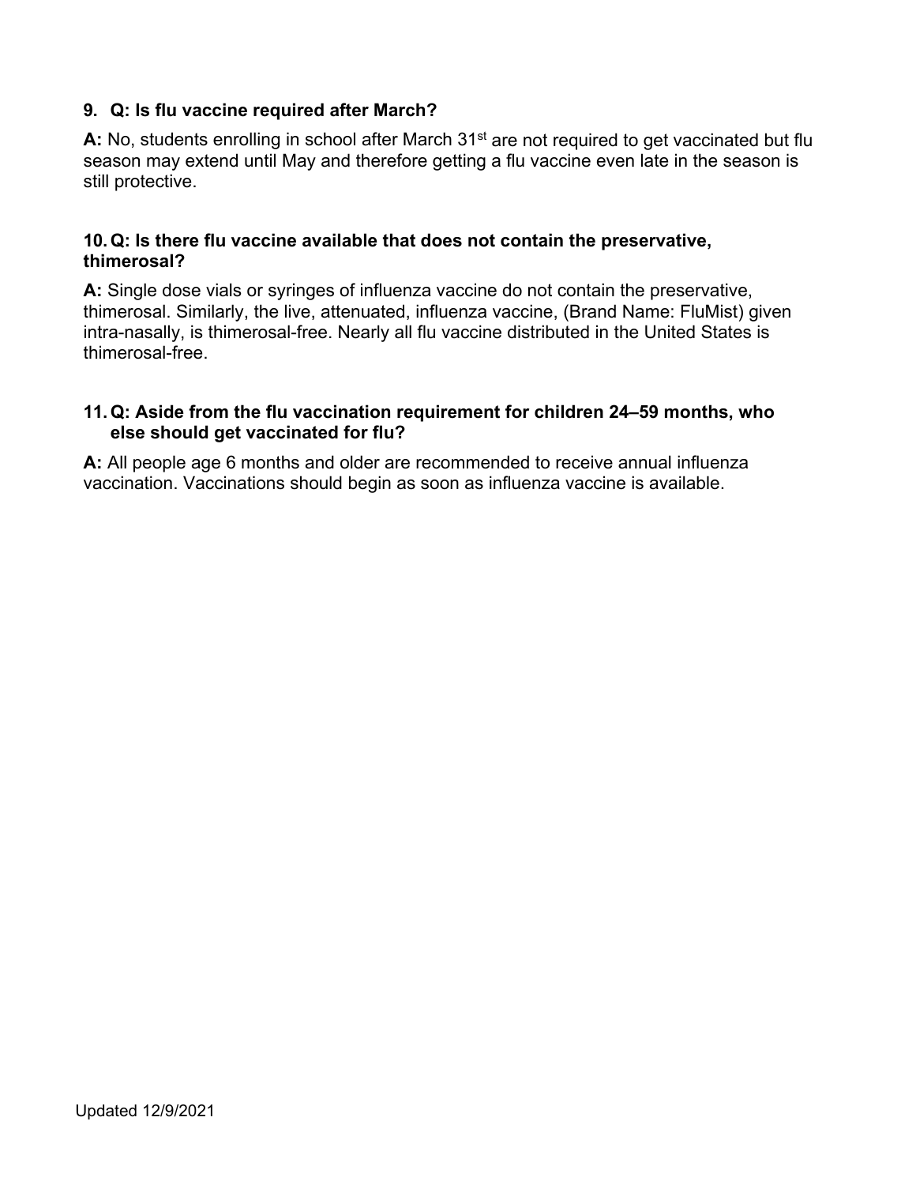**9. Q: Is flu vaccine required after March?**

**A:** No, students enrolling in school after March 31st are not required to get vaccinated but flu season may extend until May and therefore getting a flu vaccine even late in the season is still protective.

**10. Q: Is there flu vaccine available that does not contain the preservative, thimerosal?**

**A:** Single dose vials or syringes of influenza vaccine do not contain the preservative, thimerosal. Similarly, the live, attenuated, influenza vaccine, (Brand Name: FluMist) given intra-nasally, is thimerosal-free. Nearly all flu vaccine distributed in the United States is thimerosal-free.

**11. Q: Aside from the flu vaccination requirement for children 24–59 months, who else should get vaccinated for flu?**

**A:** All people age 6 months and older are recommended to receive annual influenza vaccination. Vaccinations should begin as soon as influenza vaccine is available.

Updated 12/9/2021